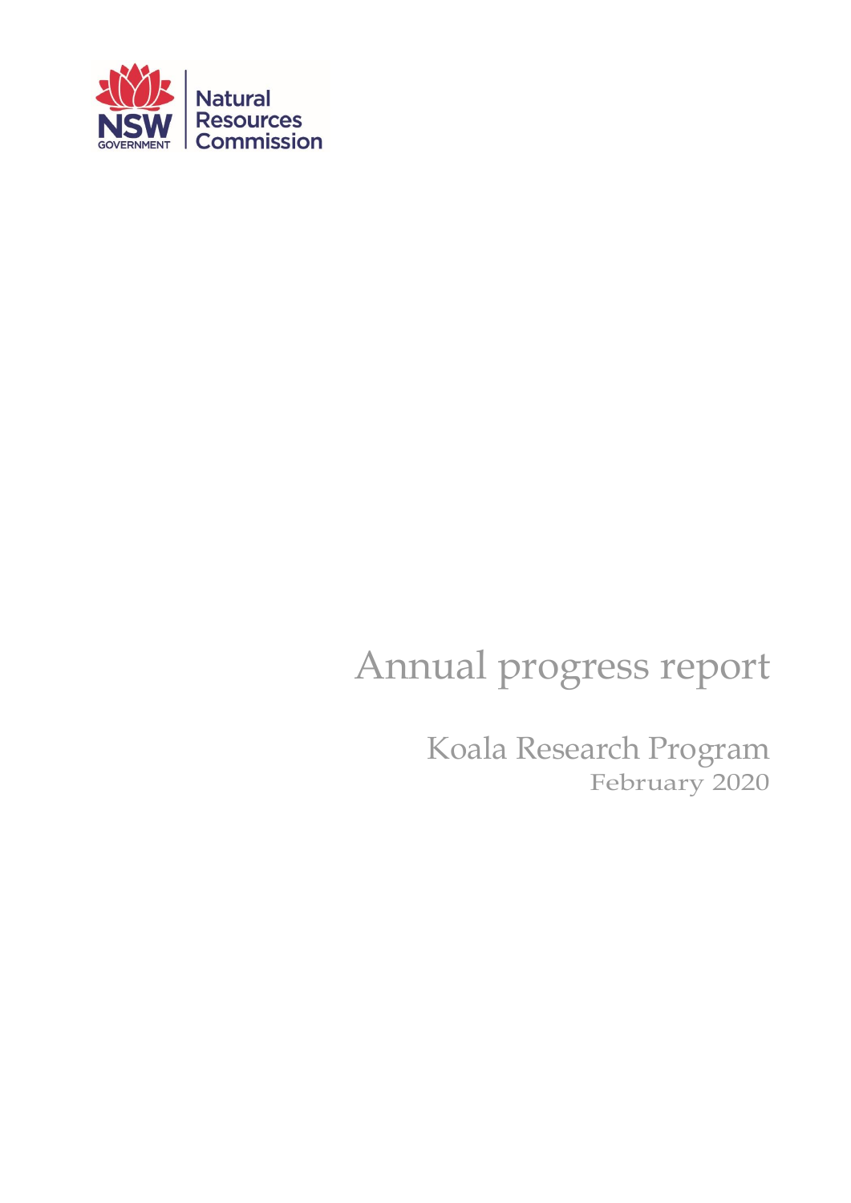NSW GOVERNMENT

Natural Resources Commission

# Annual progress report

## Koala Research Program

February 2020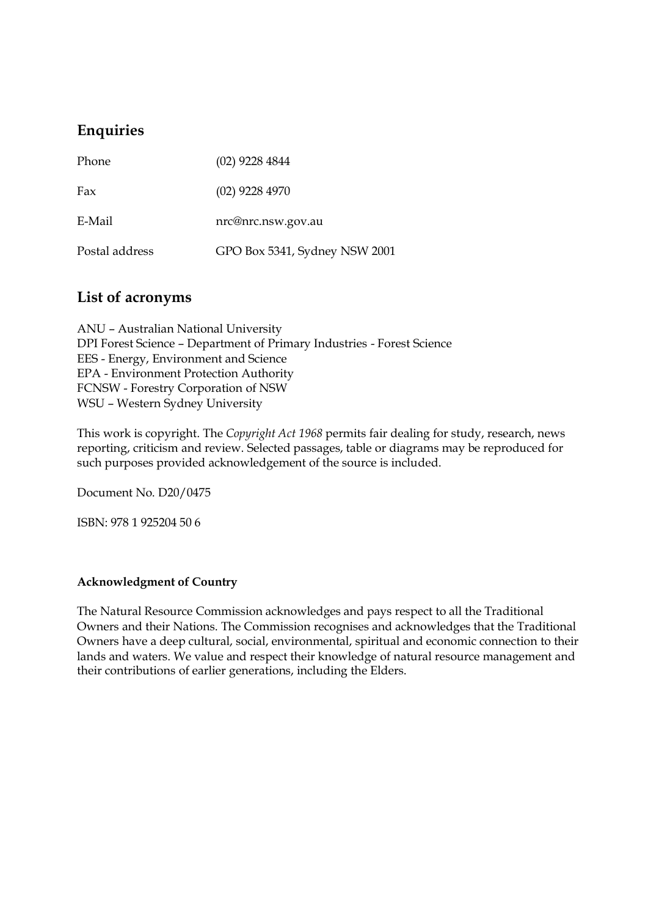## Enquiries

| | |
|---|---|
| Phone | (02) 9228 4844 |
| Fax | (02) 9228 4970 |
| E-Mail | nrc@nrc.nsw.gov.au |
| Postal address | GPO Box 5341, Sydney NSW 2001 |

## List of acronyms

ANU – Australian National University
DPI Forest Science – Department of Primary Industries - Forest Science
EES - Energy, Environment and Science
EPA - Environment Protection Authority
FCNSW - Forestry Corporation of NSW
WSU – Western Sydney University

This work is copyright. The *Copyright Act 1968* permits fair dealing for study, research, news reporting, criticism and review. Selected passages, table or diagrams may be reproduced for such purposes provided acknowledgement of the source is included.

Document No. D20/0475

ISBN: 978 1 925204 50 6

**Acknowledgment of Country**

The Natural Resource Commission acknowledges and pays respect to all the Traditional Owners and their Nations. The Commission recognises and acknowledges that the Traditional Owners have a deep cultural, social, environmental, spiritual and economic connection to their lands and waters. We value and respect their knowledge of natural resource management and their contributions of earlier generations, including the Elders.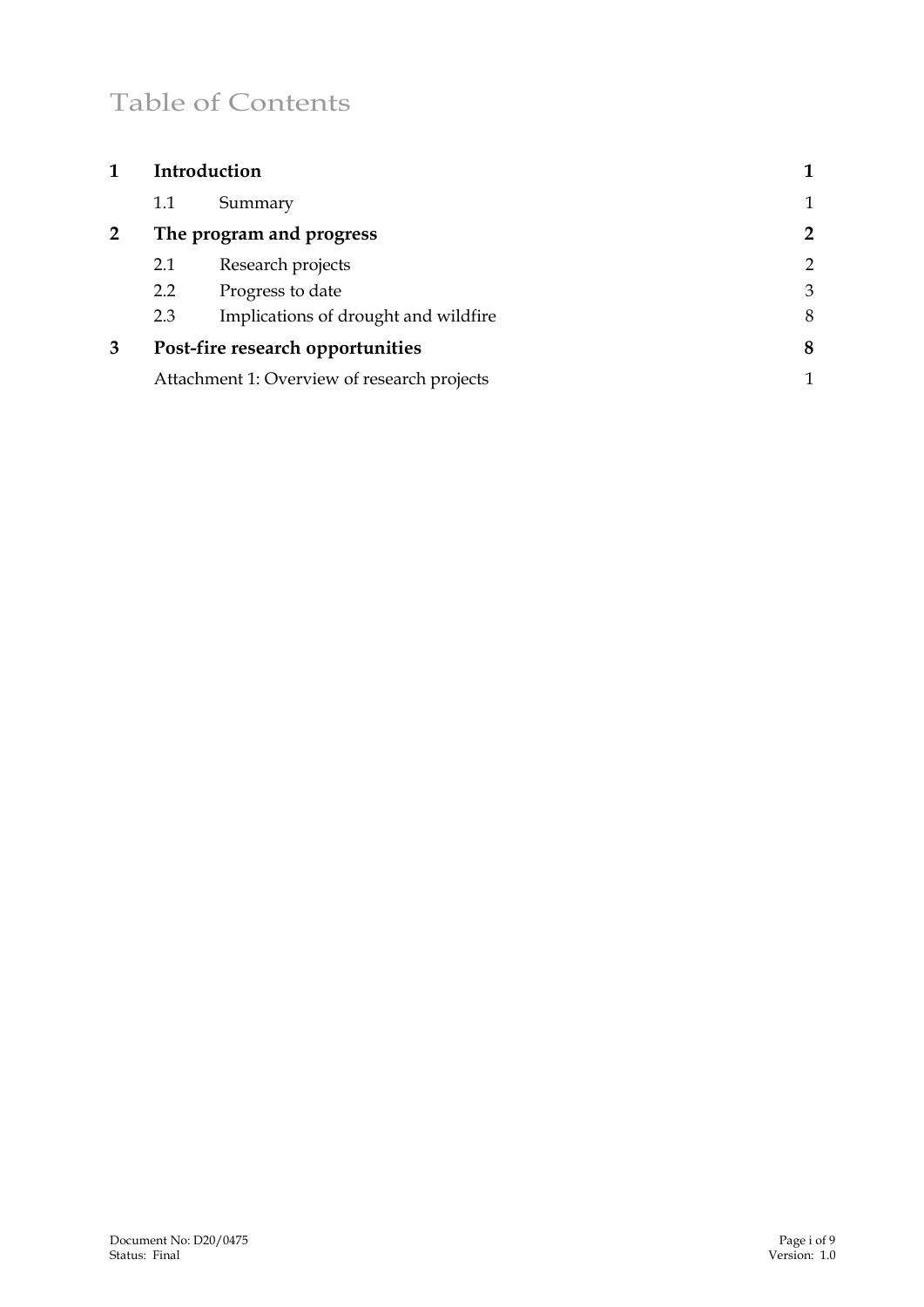# Table of Contents

| | | | |
|---|---|---|---|
| **1** | **Introduction** | | **1** |
| | 1.1 | Summary | 1 |
| **2** | **The program and progress** | | **2** |
| | 2.1 | Research projects | 2 |
| | 2.2 | Progress to date | 3 |
| | 2.3 | Implications of drought and wildfire | 8 |
| **3** | **Post-fire research opportunities** | | **8** |
| | Attachment 1: Overview of research projects | | 1 |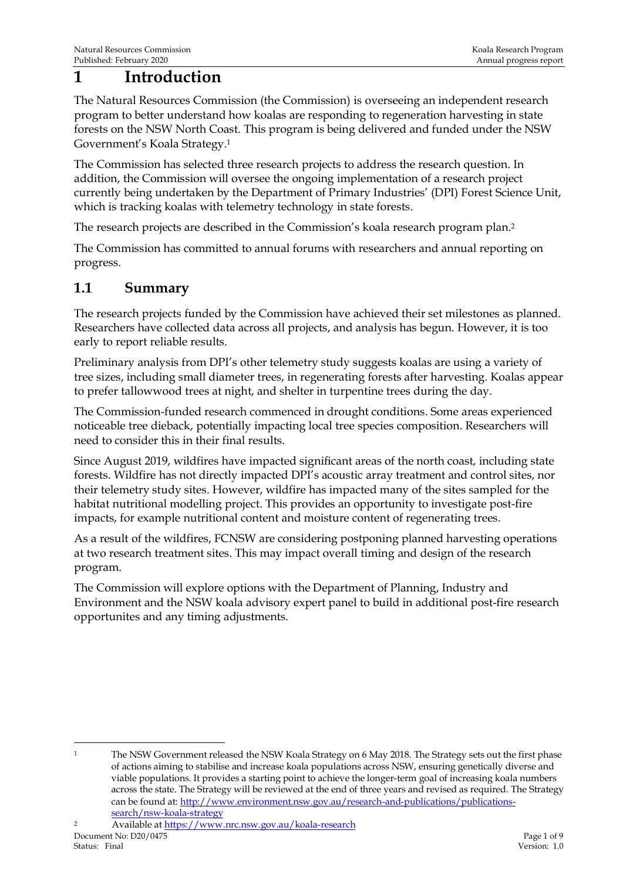# 1 Introduction

The Natural Resources Commission (the Commission) is overseeing an independent research program to better understand how koalas are responding to regeneration harvesting in state forests on the NSW North Coast. This program is being delivered and funded under the NSW Government's Koala Strategy.[1]

The Commission has selected three research projects to address the research question. In addition, the Commission will oversee the ongoing implementation of a research project currently being undertaken by the Department of Primary Industries' (DPI) Forest Science Unit, which is tracking koalas with telemetry technology in state forests.

The research projects are described in the Commission's koala research program plan.[2]

The Commission has committed to annual forums with researchers and annual reporting on progress.

## 1.1 Summary

The research projects funded by the Commission have achieved their set milestones as planned. Researchers have collected data across all projects, and analysis has begun. However, it is too early to report reliable results.

Preliminary analysis from DPI's other telemetry study suggests koalas are using a variety of tree sizes, including small diameter trees, in regenerating forests after harvesting. Koalas appear to prefer tallowwood trees at night, and shelter in turpentine trees during the day.

The Commission-funded research commenced in drought conditions. Some areas experienced noticeable tree dieback, potentially impacting local tree species composition. Researchers will need to consider this in their final results.

Since August 2019, wildfires have impacted significant areas of the north coast, including state forests. Wildfire has not directly impacted DPI's acoustic array treatment and control sites, nor their telemetry study sites. However, wildfire has impacted many of the sites sampled for the habitat nutritional modelling project. This provides an opportunity to investigate post-fire impacts, for example nutritional content and moisture content of regenerating trees.

As a result of the wildfires, FCNSW are considering postponing planned harvesting operations at two research treatment sites. This may impact overall timing and design of the research program.

The Commission will explore options with the Department of Planning, Industry and Environment and the NSW koala advisory expert panel to build in additional post-fire research opportunites and any timing adjustments.

---

[1] The NSW Government released the NSW Koala Strategy on 6 May 2018. The Strategy sets out the first phase of actions aiming to stabilise and increase koala populations across NSW, ensuring genetically diverse and viable populations. It provides a starting point to achieve the longer-term goal of increasing koala numbers across the state. The Strategy will be reviewed at the end of three years and revised as required. The Strategy can be found at: http://www.environment.nsw.gov.au/research-and-publications/publications-search/nsw-koala-strategy

[2] Available at https://www.nrc.nsw.gov.au/koala-research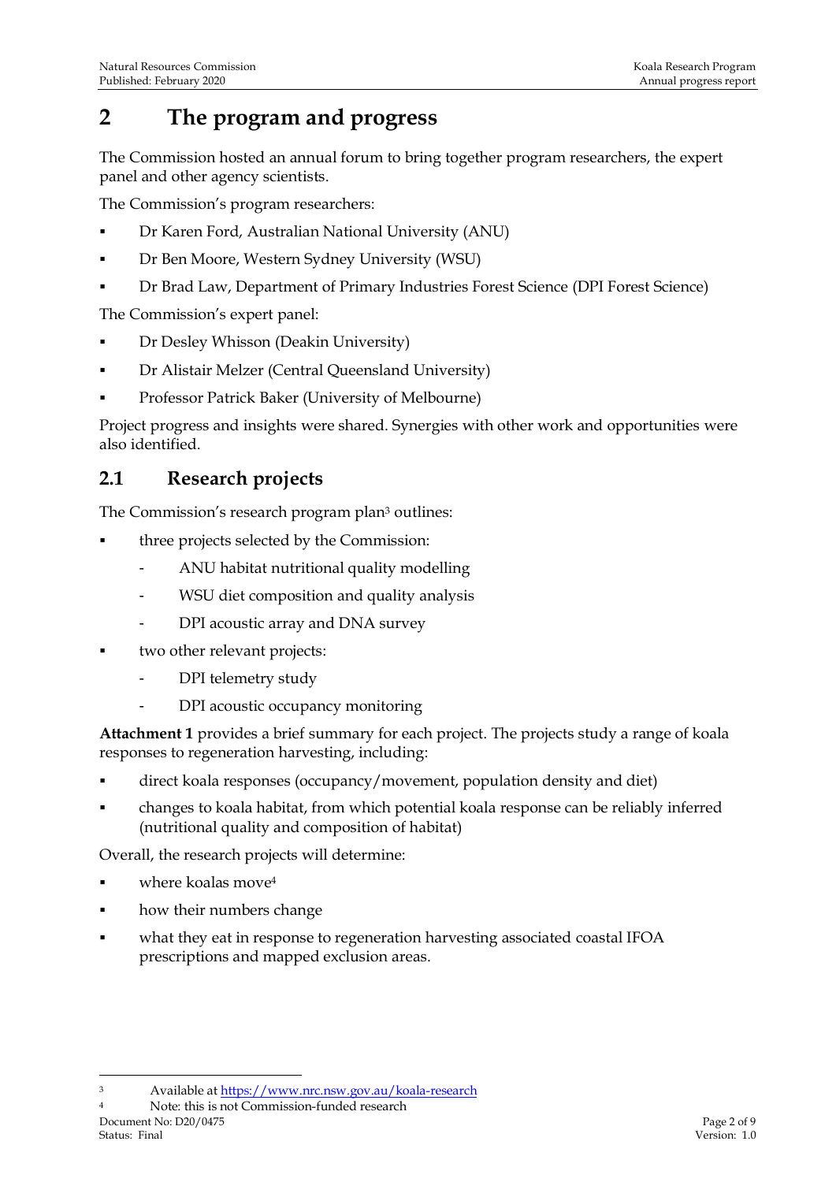# 2 The program and progress

The Commission hosted an annual forum to bring together program researchers, the expert panel and other agency scientists.

The Commission's program researchers:

- Dr Karen Ford, Australian National University (ANU)
- Dr Ben Moore, Western Sydney University (WSU)
- Dr Brad Law, Department of Primary Industries Forest Science (DPI Forest Science)

The Commission's expert panel:

- Dr Desley Whisson (Deakin University)
- Dr Alistair Melzer (Central Queensland University)
- Professor Patrick Baker (University of Melbourne)

Project progress and insights were shared. Synergies with other work and opportunities were also identified.

## 2.1 Research projects

The Commission's research program plan[3] outlines:

- three projects selected by the Commission:
  - ANU habitat nutritional quality modelling
  - WSU diet composition and quality analysis
  - DPI acoustic array and DNA survey
- two other relevant projects:
  - DPI telemetry study
  - DPI acoustic occupancy monitoring

**Attachment 1** provides a brief summary for each project. The projects study a range of koala responses to regeneration harvesting, including:

- direct koala responses (occupancy/movement, population density and diet)
- changes to koala habitat, from which potential koala response can be reliably inferred (nutritional quality and composition of habitat)

Overall, the research projects will determine:

- where koalas move[4]
- how their numbers change
- what they eat in response to regeneration harvesting associated coastal IFOA prescriptions and mapped exclusion areas.

---

[3] Available at https://www.nrc.nsw.gov.au/koala-research

[4] Note: this is not Commission-funded research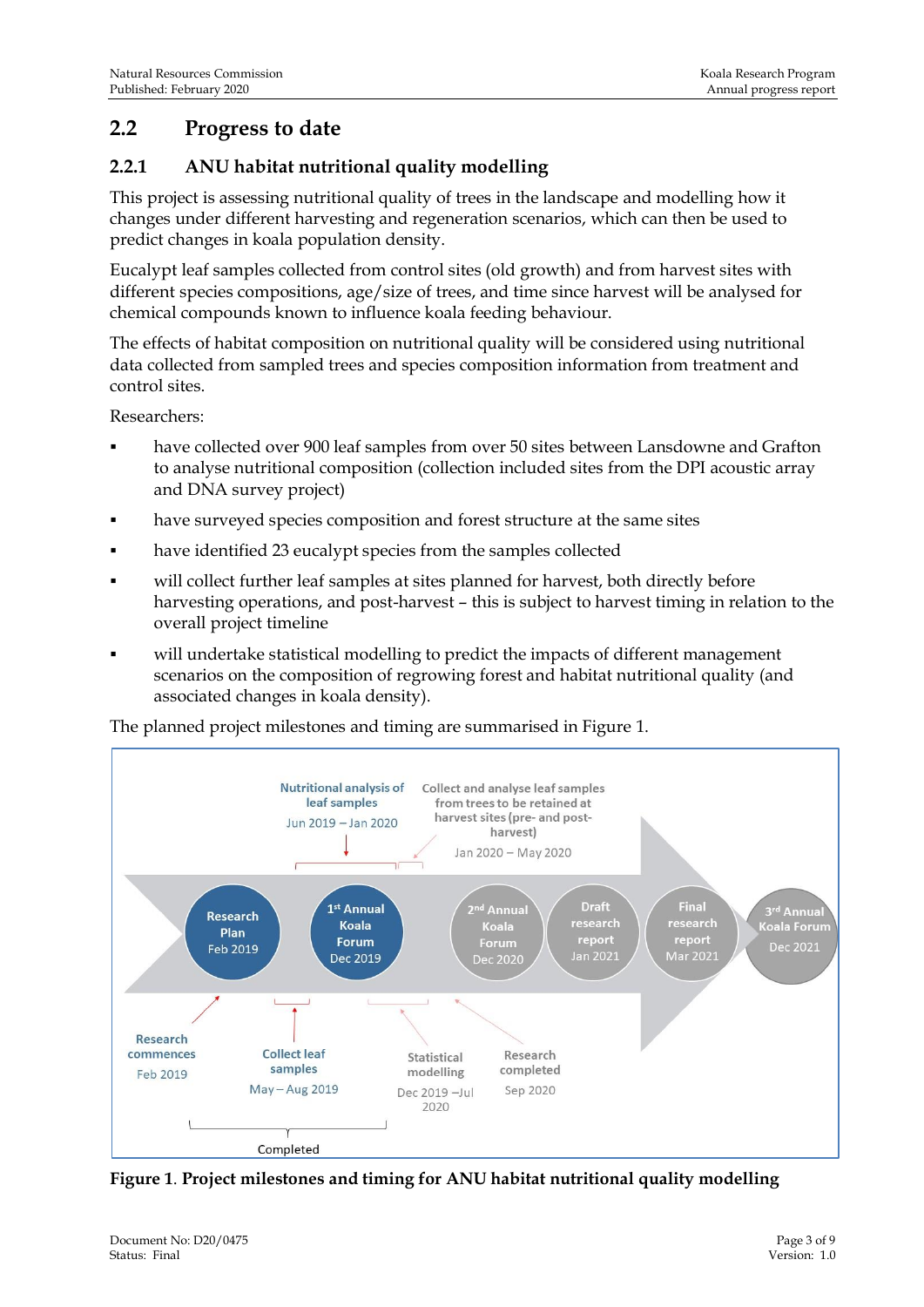## 2.2 Progress to date

### 2.2.1 ANU habitat nutritional quality modelling

This project is assessing nutritional quality of trees in the landscape and modelling how it changes under different harvesting and regeneration scenarios, which can then be used to predict changes in koala population density.

Eucalypt leaf samples collected from control sites (old growth) and from harvest sites with different species compositions, age/size of trees, and time since harvest will be analysed for chemical compounds known to influence koala feeding behaviour.

The effects of habitat composition on nutritional quality will be considered using nutritional data collected from sampled trees and species composition information from treatment and control sites.

Researchers:

- have collected over 900 leaf samples from over 50 sites between Lansdowne and Grafton to analyse nutritional composition (collection included sites from the DPI acoustic array and DNA survey project)
- have surveyed species composition and forest structure at the same sites
- have identified 23 eucalypt species from the samples collected
- will collect further leaf samples at sites planned for harvest, both directly before harvesting operations, and post-harvest – this is subject to harvest timing in relation to the overall project timeline
- will undertake statistical modelling to predict the impacts of different management scenarios on the composition of regrowing forest and habitat nutritional quality (and associated changes in koala density).

The planned project milestones and timing are summarised in Figure 1.

**Figure 1**. **Project milestones and timing for ANU habitat nutritional quality modelling**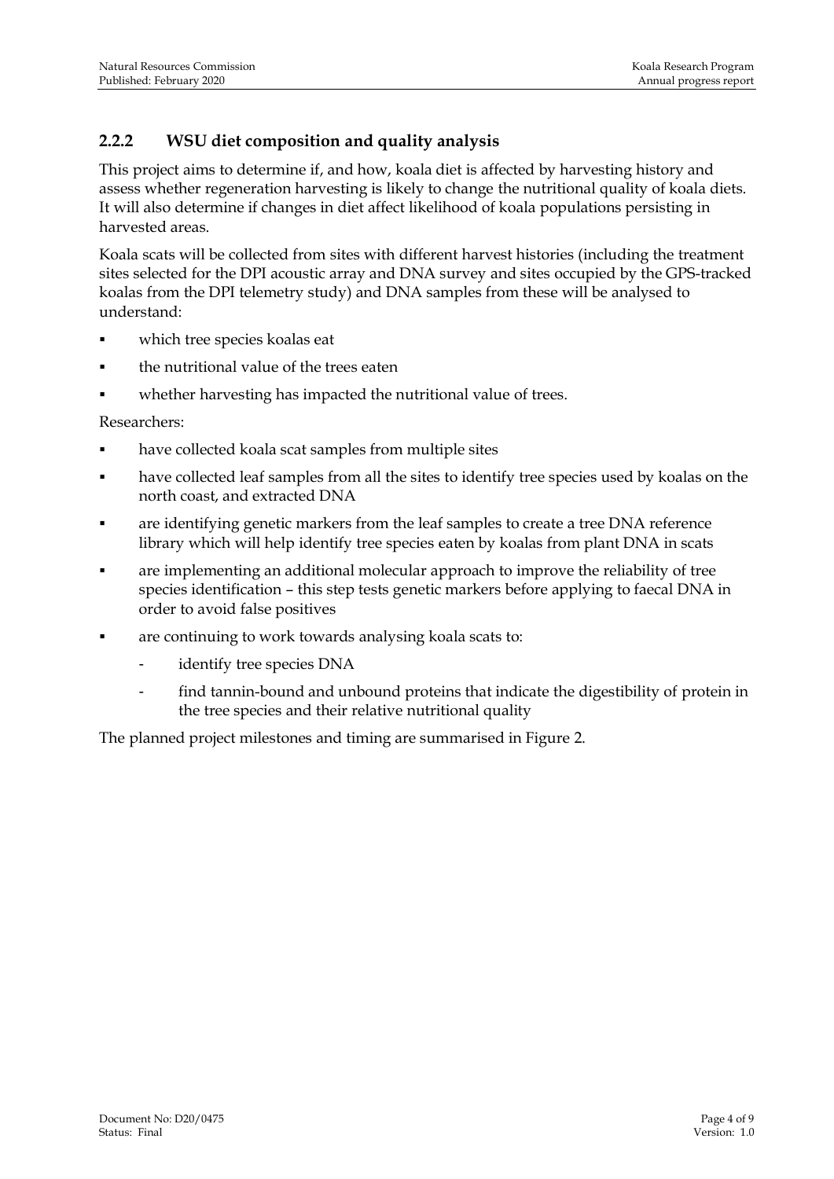### 2.2.2 WSU diet composition and quality analysis

This project aims to determine if, and how, koala diet is affected by harvesting history and assess whether regeneration harvesting is likely to change the nutritional quality of koala diets. It will also determine if changes in diet affect likelihood of koala populations persisting in harvested areas.

Koala scats will be collected from sites with different harvest histories (including the treatment sites selected for the DPI acoustic array and DNA survey and sites occupied by the GPS-tracked koalas from the DPI telemetry study) and DNA samples from these will be analysed to understand:

- which tree species koalas eat
- the nutritional value of the trees eaten
- whether harvesting has impacted the nutritional value of trees.

Researchers:

- have collected koala scat samples from multiple sites
- have collected leaf samples from all the sites to identify tree species used by koalas on the north coast, and extracted DNA
- are identifying genetic markers from the leaf samples to create a tree DNA reference library which will help identify tree species eaten by koalas from plant DNA in scats
- are implementing an additional molecular approach to improve the reliability of tree species identification – this step tests genetic markers before applying to faecal DNA in order to avoid false positives
- are continuing to work towards analysing koala scats to:
  - identify tree species DNA
  - find tannin-bound and unbound proteins that indicate the digestibility of protein in the tree species and their relative nutritional quality

The planned project milestones and timing are summarised in Figure 2.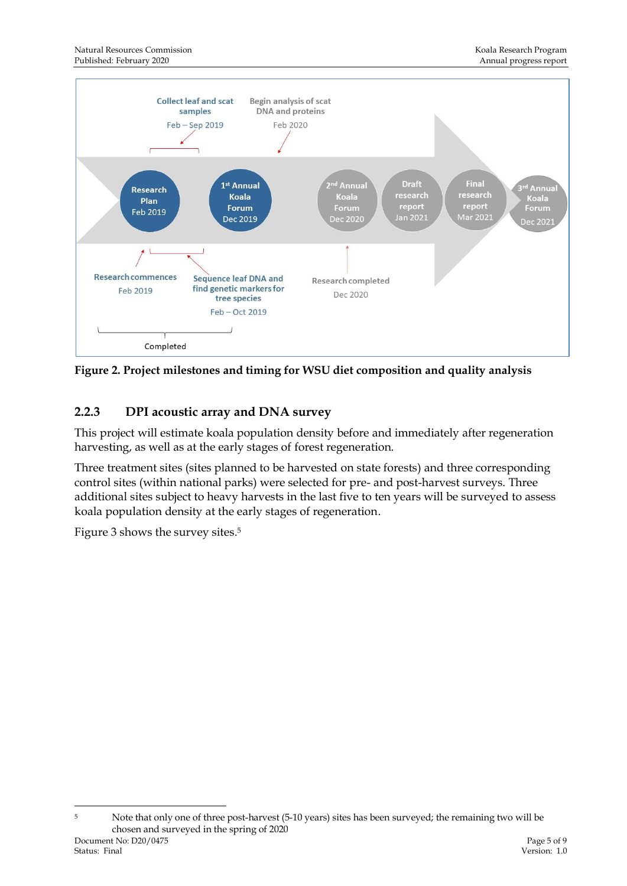Collect leaf and scat samples
Feb – Sep 2019

Begin analysis of scat DNA and proteins
Feb 2020

Research Plan
Feb 2019

1st Annual Koala Forum
Dec 2019

2nd Annual Koala Forum
Dec 2020

Draft research report
Jan 2021

Final research report
Mar 2021

3rd Annual Koala Forum
Dec 2021

Research commences
Feb 2019

Sequence leaf DNA and find genetic markers for tree species
Feb – Oct 2019

Research completed
Dec 2020

Completed

**Figure 2. Project milestones and timing for WSU diet composition and quality analysis**

### 2.2.3 DPI acoustic array and DNA survey

This project will estimate koala population density before and immediately after regeneration harvesting, as well as at the early stages of forest regeneration.

Three treatment sites (sites planned to be harvested on state forests) and three corresponding control sites (within national parks) were selected for pre- and post-harvest surveys. Three additional sites subject to heavy harvests in the last five to ten years will be surveyed to assess koala population density at the early stages of regeneration.

Figure 3 shows the survey sites.[5]

[5] Note that only one of three post-harvest (5-10 years) sites has been surveyed; the remaining two will be chosen and surveyed in the spring of 2020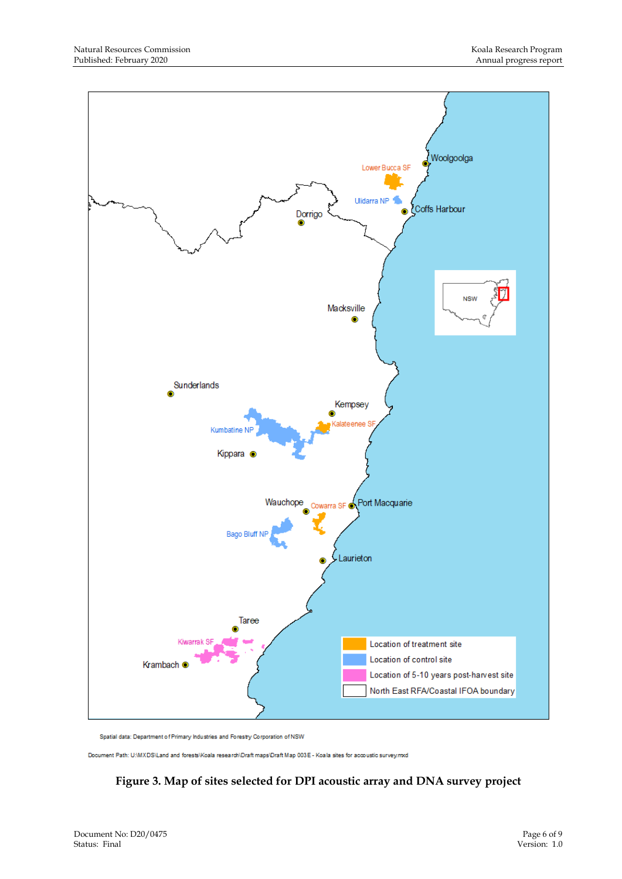Spatial data: Department of Primary Industries and Forestry Corporation of NSW

Document Path: U:\MXDS\Land and forests\Koala research\Draft maps\Draft Map 003E - Koala sites for accoustic survey.mxd

**Figure 3. Map of sites selected for DPI acoustic array and DNA survey project**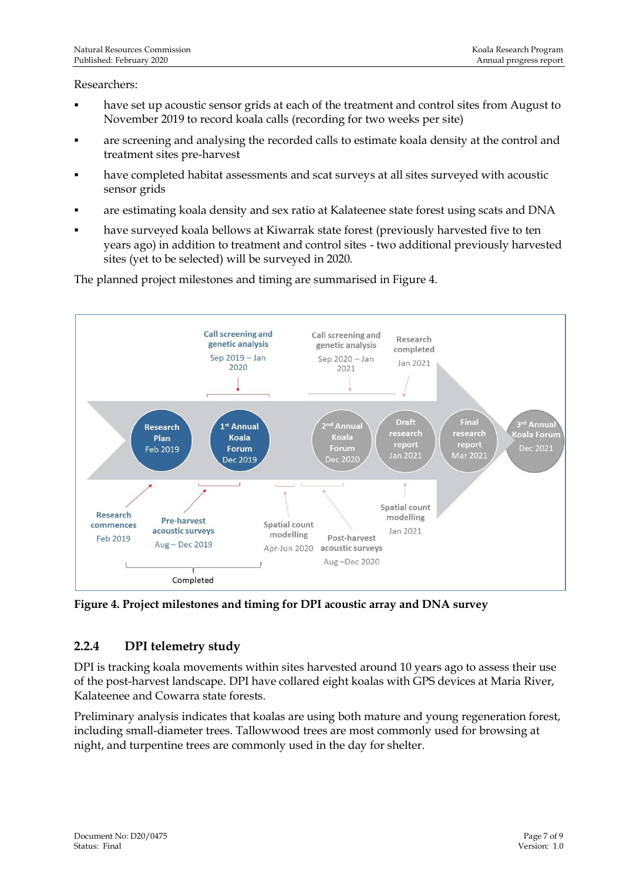Researchers:

- have set up acoustic sensor grids at each of the treatment and control sites from August to November 2019 to record koala calls (recording for two weeks per site)
- are screening and analysing the recorded calls to estimate koala density at the control and treatment sites pre-harvest
- have completed habitat assessments and scat surveys at all sites surveyed with acoustic sensor grids
- are estimating koala density and sex ratio at Kalateenee state forest using scats and DNA
- have surveyed koala bellows at Kiwarrak state forest (previously harvested five to ten years ago) in addition to treatment and control sites - two additional previously harvested sites (yet to be selected) will be surveyed in 2020.

The planned project milestones and timing are summarised in Figure 4.

Research Plan Feb 2019 | 1st Annual Koala Forum Dec 2019 | 2nd Annual Koala Forum Dec 2020 | Draft research report Jan 2021 | Final research report Mar 2021 | 3rd Annual Koala Forum Dec 2021

Research commences Feb 2019 | Pre-harvest acoustic surveys Aug – Dec 2019 | Call screening and genetic analysis Sep 2019 – Jan 2020 | Spatial count modelling Apr-Jun 2020 | Post-harvest acoustic surveys Aug –Dec 2020 | Call screening and genetic analysis Sep 2020 – Jan 2021 | Research completed Jan 2021 | Spatial count modelling Jan 2021

Completed

**Figure 4. Project milestones and timing for DPI acoustic array and DNA survey**

### 2.2.4 DPI telemetry study

DPI is tracking koala movements within sites harvested around 10 years ago to assess their use of the post-harvest landscape. DPI have collared eight koalas with GPS devices at Maria River, Kalateenee and Cowarra state forests.

Preliminary analysis indicates that koalas are using both mature and young regeneration forest, including small-diameter trees. Tallowwood trees are most commonly used for browsing at night, and turpentine trees are commonly used in the day for shelter.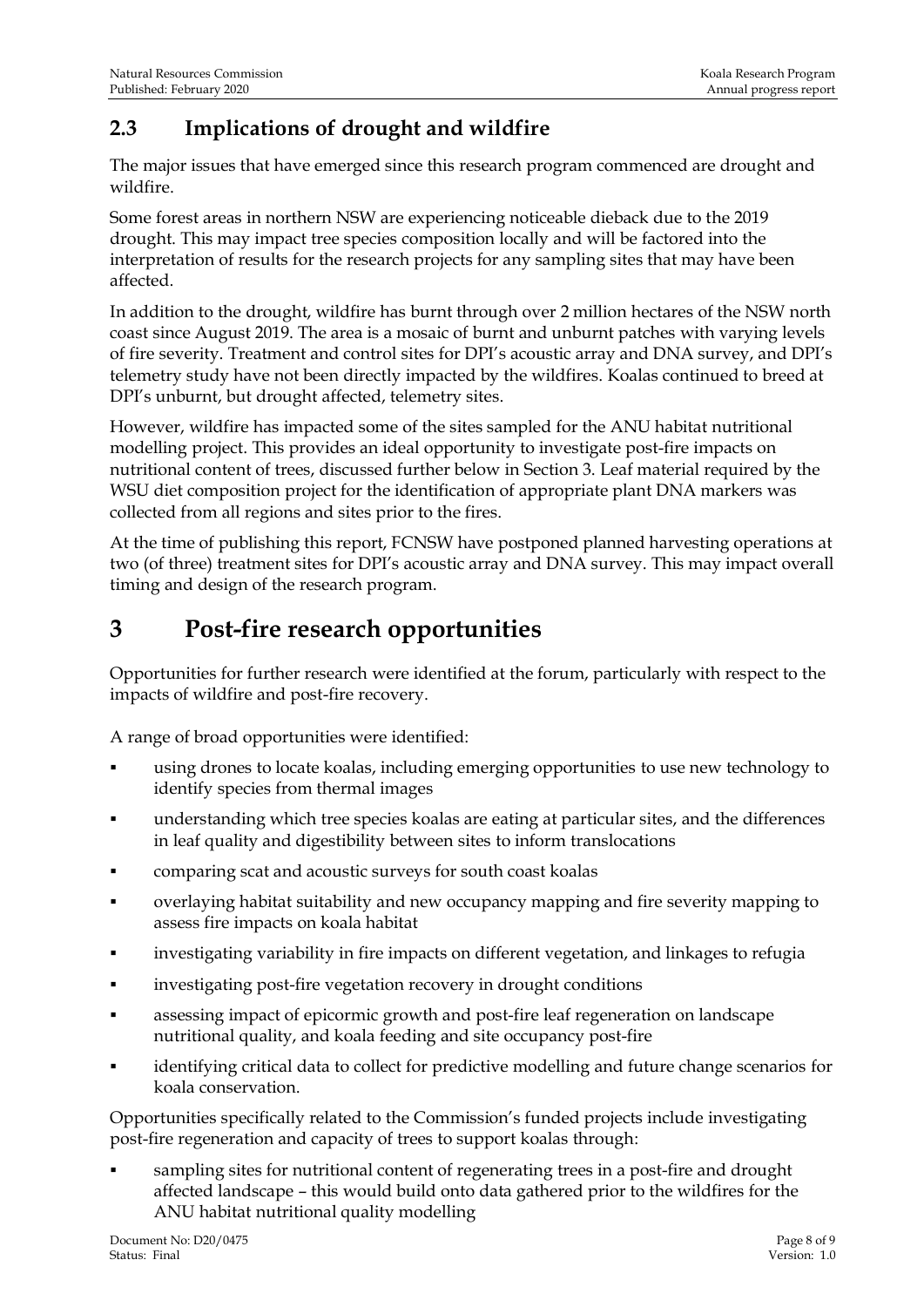## 2.3 Implications of drought and wildfire

The major issues that have emerged since this research program commenced are drought and wildfire.

Some forest areas in northern NSW are experiencing noticeable dieback due to the 2019 drought. This may impact tree species composition locally and will be factored into the interpretation of results for the research projects for any sampling sites that may have been affected.

In addition to the drought, wildfire has burnt through over 2 million hectares of the NSW north coast since August 2019. The area is a mosaic of burnt and unburnt patches with varying levels of fire severity. Treatment and control sites for DPI's acoustic array and DNA survey, and DPI's telemetry study have not been directly impacted by the wildfires. Koalas continued to breed at DPI's unburnt, but drought affected, telemetry sites.

However, wildfire has impacted some of the sites sampled for the ANU habitat nutritional modelling project. This provides an ideal opportunity to investigate post-fire impacts on nutritional content of trees, discussed further below in Section 3. Leaf material required by the WSU diet composition project for the identification of appropriate plant DNA markers was collected from all regions and sites prior to the fires.

At the time of publishing this report, FCNSW have postponed planned harvesting operations at two (of three) treatment sites for DPI's acoustic array and DNA survey. This may impact overall timing and design of the research program.

# 3 Post-fire research opportunities

Opportunities for further research were identified at the forum, particularly with respect to the impacts of wildfire and post-fire recovery.

A range of broad opportunities were identified:

- using drones to locate koalas, including emerging opportunities to use new technology to identify species from thermal images
- understanding which tree species koalas are eating at particular sites, and the differences in leaf quality and digestibility between sites to inform translocations
- comparing scat and acoustic surveys for south coast koalas
- overlaying habitat suitability and new occupancy mapping and fire severity mapping to assess fire impacts on koala habitat
- investigating variability in fire impacts on different vegetation, and linkages to refugia
- investigating post-fire vegetation recovery in drought conditions
- assessing impact of epicormic growth and post-fire leaf regeneration on landscape nutritional quality, and koala feeding and site occupancy post-fire
- identifying critical data to collect for predictive modelling and future change scenarios for koala conservation.

Opportunities specifically related to the Commission's funded projects include investigating post-fire regeneration and capacity of trees to support koalas through:

- sampling sites for nutritional content of regenerating trees in a post-fire and drought affected landscape – this would build onto data gathered prior to the wildfires for the ANU habitat nutritional quality modelling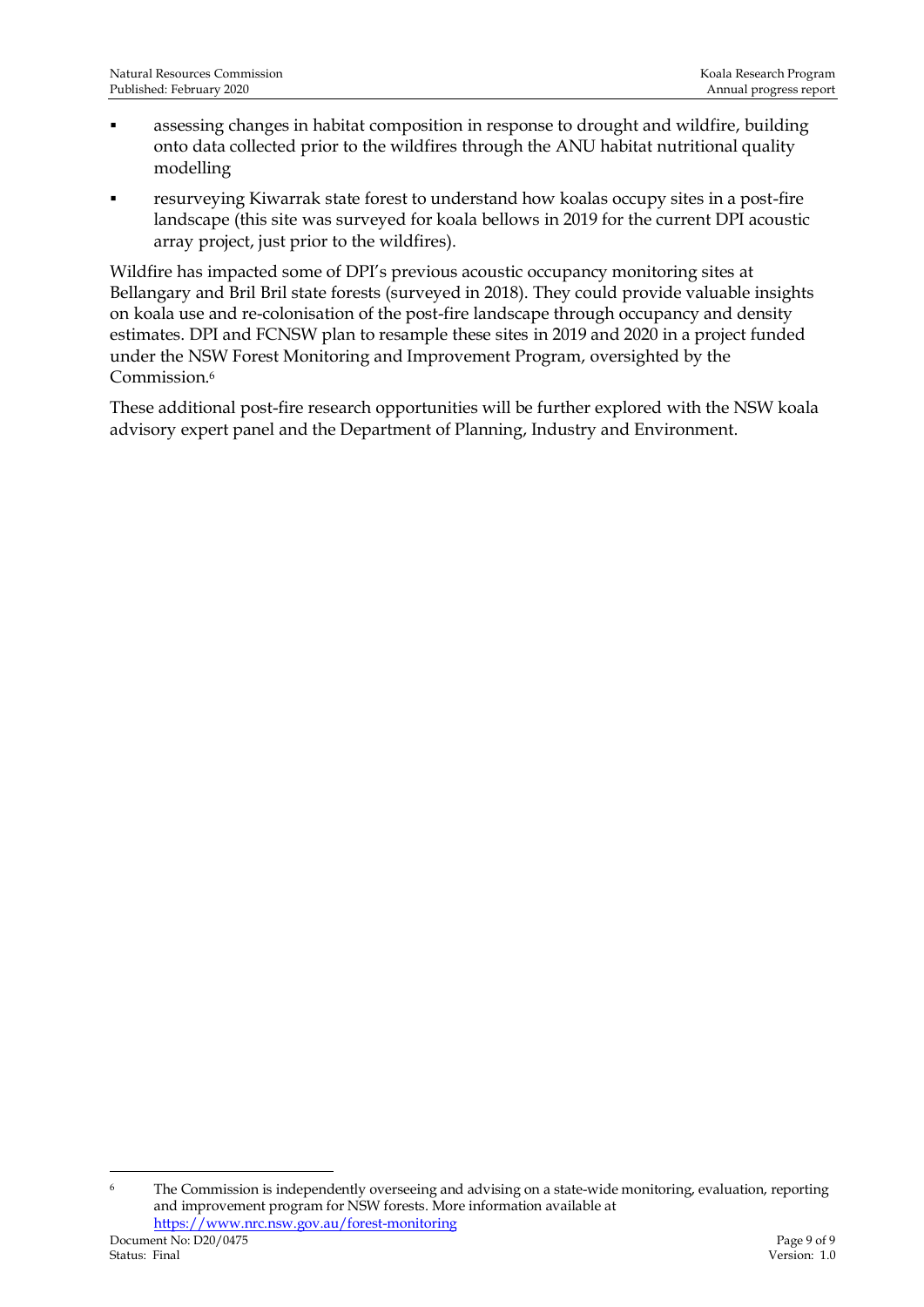- assessing changes in habitat composition in response to drought and wildfire, building onto data collected prior to the wildfires through the ANU habitat nutritional quality modelling
- resurveying Kiwarrak state forest to understand how koalas occupy sites in a post-fire landscape (this site was surveyed for koala bellows in 2019 for the current DPI acoustic array project, just prior to the wildfires).

Wildfire has impacted some of DPI's previous acoustic occupancy monitoring sites at Bellangary and Bril Bril state forests (surveyed in 2018). They could provide valuable insights on koala use and re-colonisation of the post-fire landscape through occupancy and density estimates. DPI and FCNSW plan to resample these sites in 2019 and 2020 in a project funded under the NSW Forest Monitoring and Improvement Program, oversighted by the Commission.[6]

These additional post-fire research opportunities will be further explored with the NSW koala advisory expert panel and the Department of Planning, Industry and Environment.

---

[6] The Commission is independently overseeing and advising on a state-wide monitoring, evaluation, reporting and improvement program for NSW forests. More information available at https://www.nrc.nsw.gov.au/forest-monitoring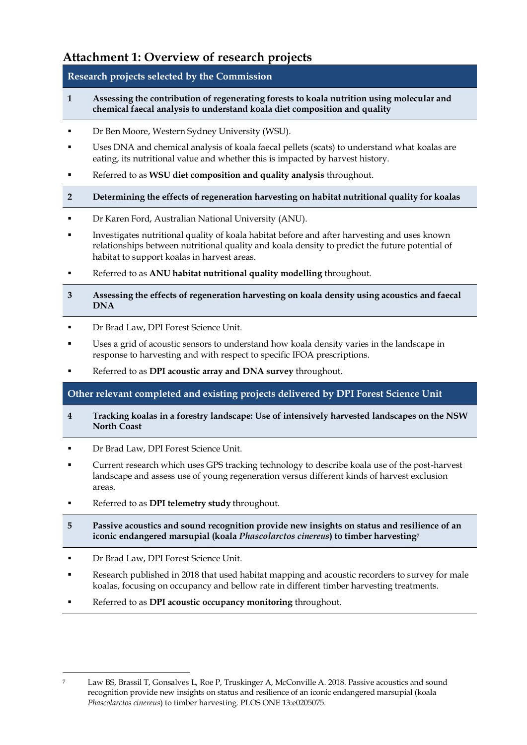# Attachment 1: Overview of research projects

## Research projects selected by the Commission

### 1 Assessing the contribution of regenerating forests to koala nutrition using molecular and chemical faecal analysis to understand koala diet composition and quality

- Dr Ben Moore, Western Sydney University (WSU).
- Uses DNA and chemical analysis of koala faecal pellets (scats) to understand what koalas are eating, its nutritional value and whether this is impacted by harvest history.
- Referred to as **WSU diet composition and quality analysis** throughout.

### 2 Determining the effects of regeneration harvesting on habitat nutritional quality for koalas

- Dr Karen Ford, Australian National University (ANU).
- Investigates nutritional quality of koala habitat before and after harvesting and uses known relationships between nutritional quality and koala density to predict the future potential of habitat to support koalas in harvest areas.
- Referred to as **ANU habitat nutritional quality modelling** throughout.

### 3 Assessing the effects of regeneration harvesting on koala density using acoustics and faecal DNA

- Dr Brad Law, DPI Forest Science Unit.
- Uses a grid of acoustic sensors to understand how koala density varies in the landscape in response to harvesting and with respect to specific IFOA prescriptions.
- Referred to as **DPI acoustic array and DNA survey** throughout.

## Other relevant completed and existing projects delivered by DPI Forest Science Unit

### 4 Tracking koalas in a forestry landscape: Use of intensively harvested landscapes on the NSW North Coast

- Dr Brad Law, DPI Forest Science Unit.
- Current research which uses GPS tracking technology to describe koala use of the post-harvest landscape and assess use of young regeneration versus different kinds of harvest exclusion areas.
- Referred to as **DPI telemetry study** throughout.

### 5 Passive acoustics and sound recognition provide new insights on status and resilience of an iconic endangered marsupial (koala *Phascolarctos cinereus*) to timber harvesting[7]

- Dr Brad Law, DPI Forest Science Unit.
- Research published in 2018 that used habitat mapping and acoustic recorders to survey for male koalas, focusing on occupancy and bellow rate in different timber harvesting treatments.
- Referred to as **DPI acoustic occupancy monitoring** throughout.

---

[7] Law BS, Brassil T, Gonsalves L, Roe P, Truskinger A, McConville A. 2018. Passive acoustics and sound recognition provide new insights on status and resilience of an iconic endangered marsupial (koala *Phascolarctos cinereus*) to timber harvesting. PLOS ONE 13:e0205075.